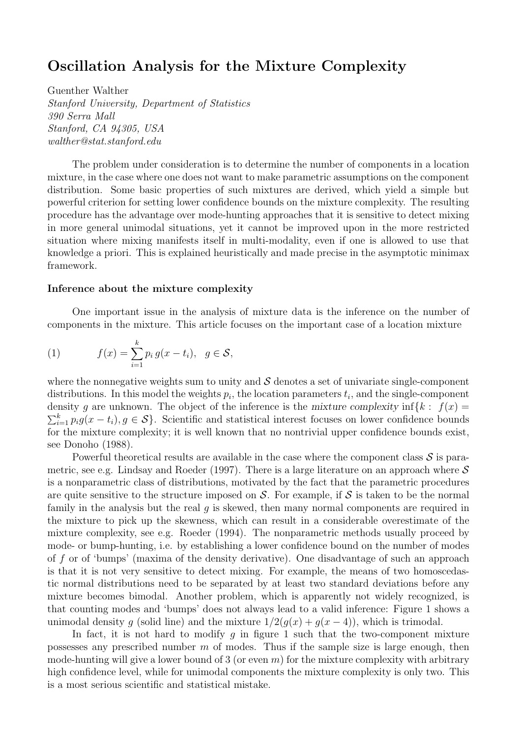# Oscillation Analysis for the Mixture Complexity

Guenther Walther
*Stanford University, Department of Statistics*
*390 Serra Mall*
*Stanford, CA 94305, USA*
*walther@stat.stanford.edu*

The problem under consideration is to determine the number of components in a location mixture, in the case where one does not want to make parametric assumptions on the component distribution. Some basic properties of such mixtures are derived, which yield a simple but powerful criterion for setting lower confidence bounds on the mixture complexity. The resulting procedure has the advantage over mode-hunting approaches that it is sensitive to detect mixing in more general unimodal situations, yet it cannot be improved upon in the more restricted situation where mixing manifests itself in multi-modality, even if one is allowed to use that knowledge a priori. This is explained heuristically and made precise in the asymptotic minimax framework.

### Inference about the mixture complexity

One important issue in the analysis of mixture data is the inference on the number of components in the mixture. This article focuses on the important case of a location mixture

$$f(x) = \sum_{i=1}^{k} p_i \, g(x - t_i), \quad g \in \mathcal{S}, \tag{1}$$

where the nonnegative weights sum to unity and $\mathcal{S}$ denotes a set of univariate single-component distributions. In this model the weights $p_i$, the location parameters $t_i$, and the single-component density $g$ are unknown. The object of the inference is the *mixture complexity* $\inf\{k : \ f(x) = \sum_{i=1}^{k} p_i g(x - t_i), g \in \mathcal{S}\}$. Scientific and statistical interest focuses on lower confidence bounds for the mixture complexity; it is well known that no nontrivial upper confidence bounds exist, see Donoho (1988).

Powerful theoretical results are available in the case where the component class $\mathcal{S}$ is parametric, see e.g. Lindsay and Roeder (1997). There is a large literature on an approach where $\mathcal{S}$ is a nonparametric class of distributions, motivated by the fact that the parametric procedures are quite sensitive to the structure imposed on $\mathcal{S}$. For example, if $\mathcal{S}$ is taken to be the normal family in the analysis but the real $g$ is skewed, then many normal components are required in the mixture to pick up the skewness, which can result in a considerable overestimate of the mixture complexity, see e.g. Roeder (1994). The nonparametric methods usually proceed by mode- or bump-hunting, i.e. by establishing a lower confidence bound on the number of modes of $f$ or of 'bumps' (maxima of the density derivative). One disadvantage of such an approach is that it is not very sensitive to detect mixing. For example, the means of two homoscedastic normal distributions need to be separated by at least two standard deviations before any mixture becomes bimodal. Another problem, which is apparently not widely recognized, is that counting modes and 'bumps' does not always lead to a valid inference: Figure 1 shows a unimodal density $g$ (solid line) and the mixture $1/2(g(x) + g(x - 4))$, which is trimodal.

In fact, it is not hard to modify $g$ in figure 1 such that the two-component mixture possesses any prescribed number $m$ of modes. Thus if the sample size is large enough, then mode-hunting will give a lower bound of 3 (or even $m$) for the mixture complexity with arbitrary high confidence level, while for unimodal components the mixture complexity is only two. This is a most serious scientific and statistical mistake.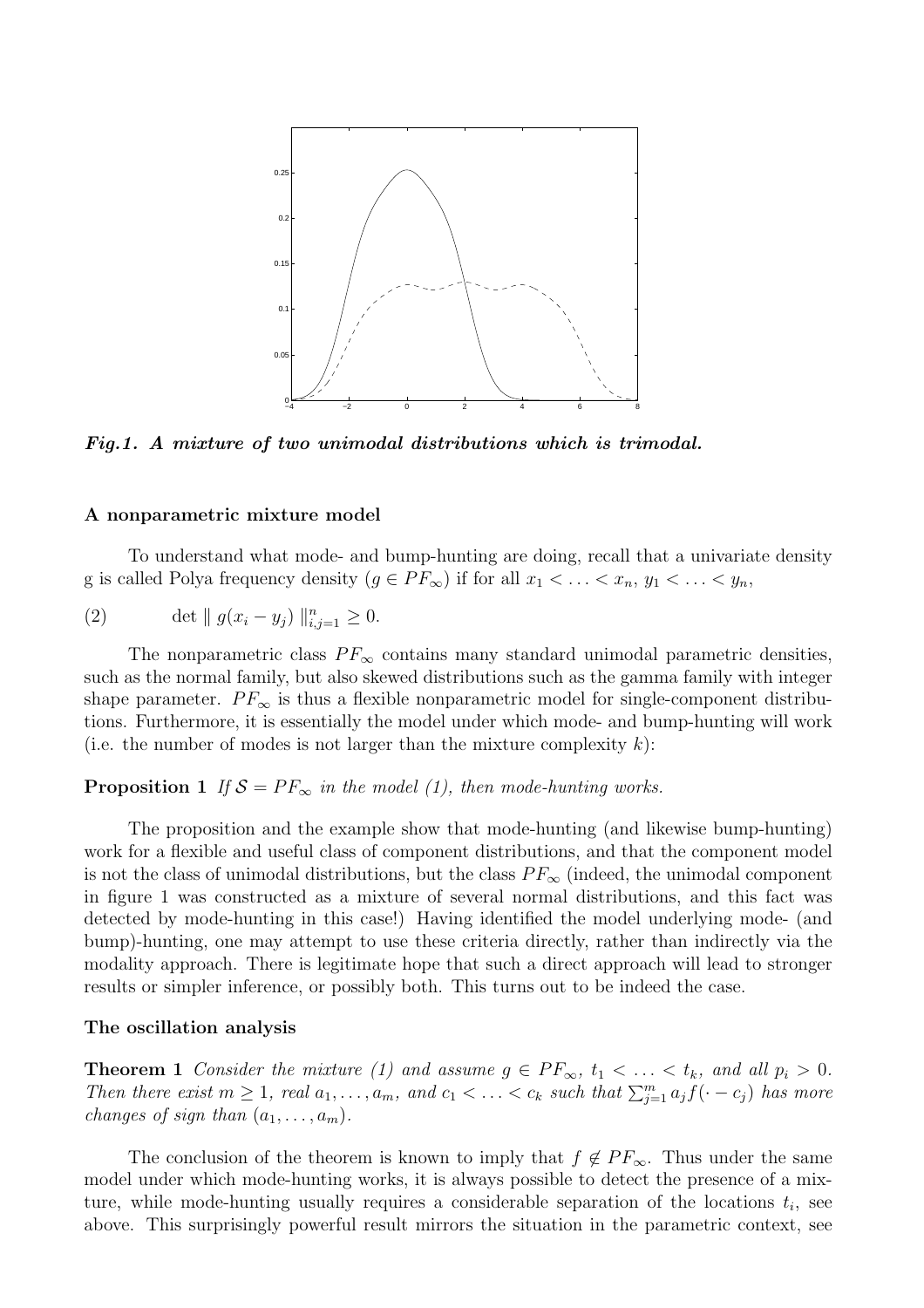*Fig.1. A mixture of two unimodal distributions which is trimodal.*

### A nonparametric mixture model

To understand what mode- and bump-hunting are doing, recall that a univariate density g is called Polya frequency density ($g \in PF_\infty$) if for all $x_1 < \ldots < x_n$, $y_1 < \ldots < y_n$,

$$\det \| \, g(x_i - y_j) \, \|_{i,j=1}^{n} \geq 0. \tag{2}$$

The nonparametric class $PF_\infty$ contains many standard unimodal parametric densities, such as the normal family, but also skewed distributions such as the gamma family with integer shape parameter. $PF_\infty$ is thus a flexible nonparametric model for single-component distributions. Furthermore, it is essentially the model under which mode- and bump-hunting will work (i.e. the number of modes is not larger than the mixture complexity $k$):

**Proposition 1** *If $\mathcal{S} = PF_\infty$ in the model (1), then mode-hunting works.*

The proposition and the example show that mode-hunting (and likewise bump-hunting) work for a flexible and useful class of component distributions, and that the component model is not the class of unimodal distributions, but the class $PF_\infty$ (indeed, the unimodal component in figure 1 was constructed as a mixture of several normal distributions, and this fact was detected by mode-hunting in this case!) Having identified the model underlying mode- (and bump)-hunting, one may attempt to use these criteria directly, rather than indirectly via the modality approach. There is legitimate hope that such a direct approach will lead to stronger results or simpler inference, or possibly both. This turns out to be indeed the case.

### The oscillation analysis

**Theorem 1** *Consider the mixture (1) and assume $g \in PF_\infty$, $t_1 < \ldots < t_k$, and all $p_i > 0$. Then there exist $m \geq 1$, real $a_1, \ldots, a_m$, and $c_1 < \ldots < c_k$ such that $\sum_{j=1}^{m} a_j f(\cdot - c_j)$ has more changes of sign than $(a_1, \ldots, a_m)$.*

The conclusion of the theorem is known to imply that $f \notin PF_\infty$. Thus under the same model under which mode-hunting works, it is always possible to detect the presence of a mixture, while mode-hunting usually requires a considerable separation of the locations $t_i$, see above. This surprisingly powerful result mirrors the situation in the parametric context, see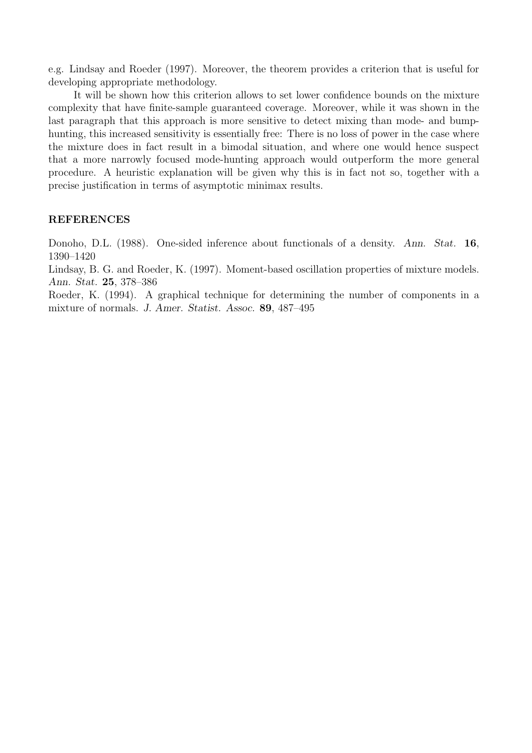e.g. Lindsay and Roeder (1997). Moreover, the theorem provides a criterion that is useful for developing appropriate methodology.

It will be shown how this criterion allows to set lower confidence bounds on the mixture complexity that have finite-sample guaranteed coverage. Moreover, while it was shown in the last paragraph that this approach is more sensitive to detect mixing than mode- and bump-hunting, this increased sensitivity is essentially free: There is no loss of power in the case where the mixture does in fact result in a bimodal situation, and where one would hence suspect that a more narrowly focused mode-hunting approach would outperform the more general procedure. A heuristic explanation will be given why this is in fact not so, together with a precise justification in terms of asymptotic minimax results.

## REFERENCES

Donoho, D.L. (1988). One-sided inference about functionals of a density. *Ann. Stat.* **16**, 1390–1420

Lindsay, B. G. and Roeder, K. (1997). Moment-based oscillation properties of mixture models. *Ann. Stat.* **25**, 378–386

Roeder, K. (1994). A graphical technique for determining the number of components in a mixture of normals. *J. Amer. Statist. Assoc.* **89**, 487–495